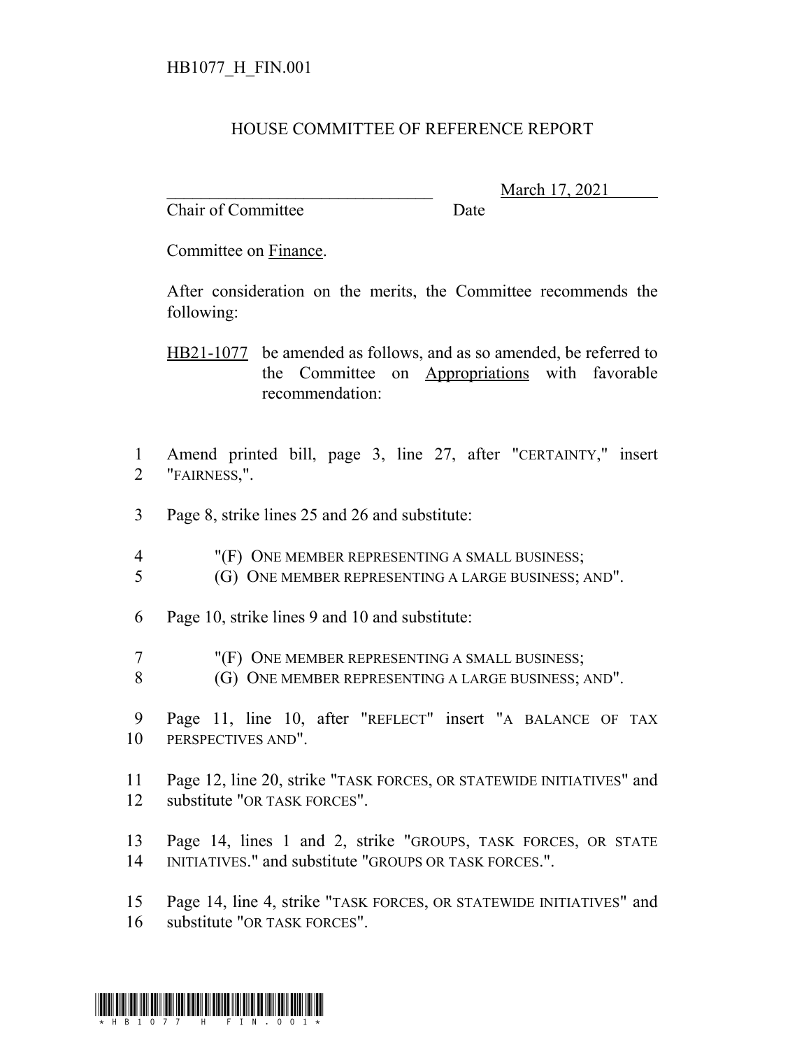HB1077_H_FIN.001

# HOUSE COMMITTEE OF REFERENCE REPORT

_______________________________ March 17, 2021
Chair of Committee Date

Committee on Finance.

After consideration on the merits, the Committee recommends the following:

HB21-1077 be amended as follows, and as so amended, be referred to the Committee on Appropriations with favorable recommendation:

1 Amend printed bill, page 3, line 27, after "CERTAINTY," insert
2 "FAIRNESS,".

3 Page 8, strike lines 25 and 26 and substitute:

4 "(F) ONE MEMBER REPRESENTING A SMALL BUSINESS;
5 (G) ONE MEMBER REPRESENTING A LARGE BUSINESS; AND".

6 Page 10, strike lines 9 and 10 and substitute:

7 "(F) ONE MEMBER REPRESENTING A SMALL BUSINESS;
8 (G) ONE MEMBER REPRESENTING A LARGE BUSINESS; AND".

9 Page 11, line 10, after "REFLECT" insert "A BALANCE OF TAX
10 PERSPECTIVES AND".

11 Page 12, line 20, strike "TASK FORCES, OR STATEWIDE INITIATIVES" and
12 substitute "OR TASK FORCES".

13 Page 14, lines 1 and 2, strike "GROUPS, TASK FORCES, OR STATE
14 INITIATIVES." and substitute "GROUPS OR TASK FORCES.".

15 Page 14, line 4, strike "TASK FORCES, OR STATEWIDE INITIATIVES" and
16 substitute "OR TASK FORCES".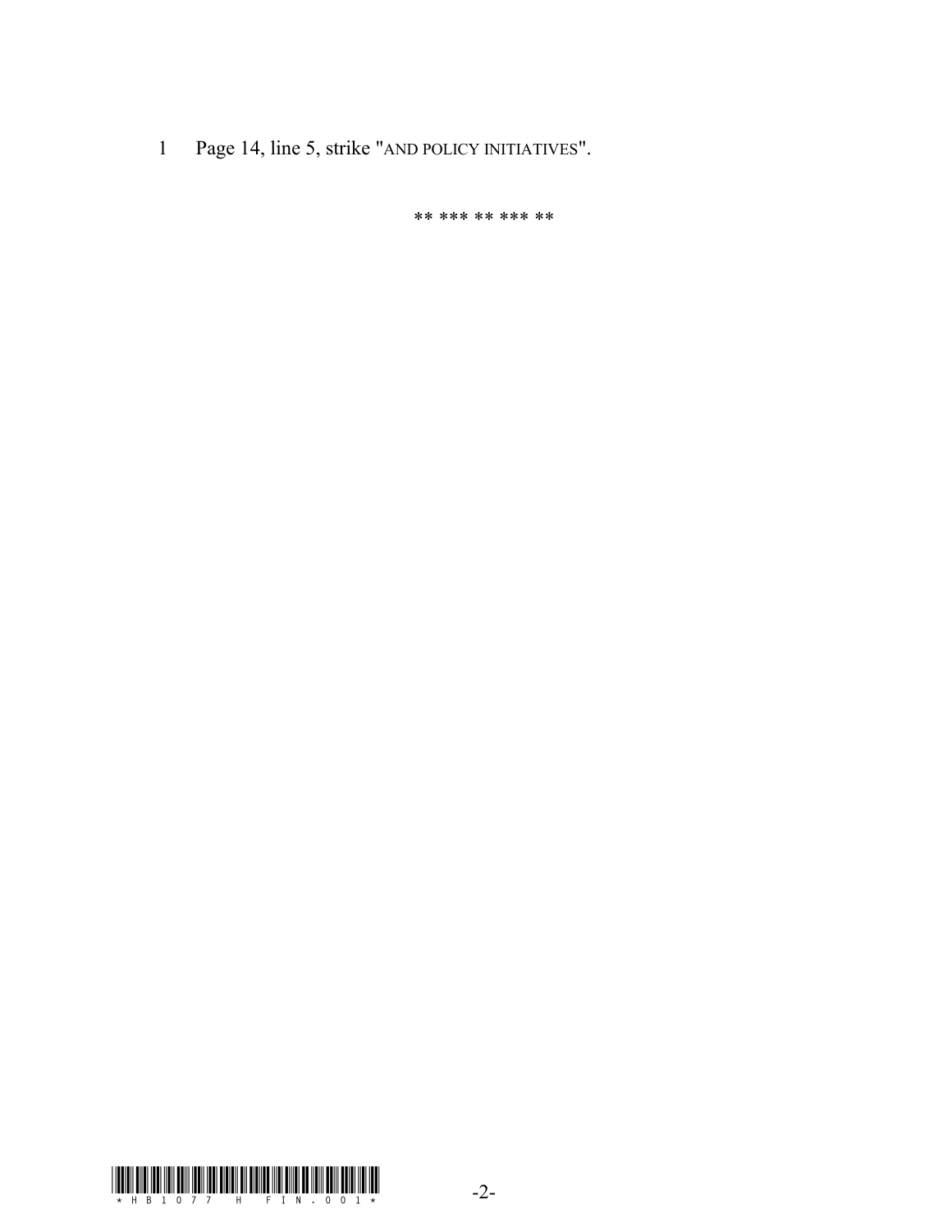1 Page 14, line 5, strike "AND POLICY INITIATIVES".

** *** ** *** **